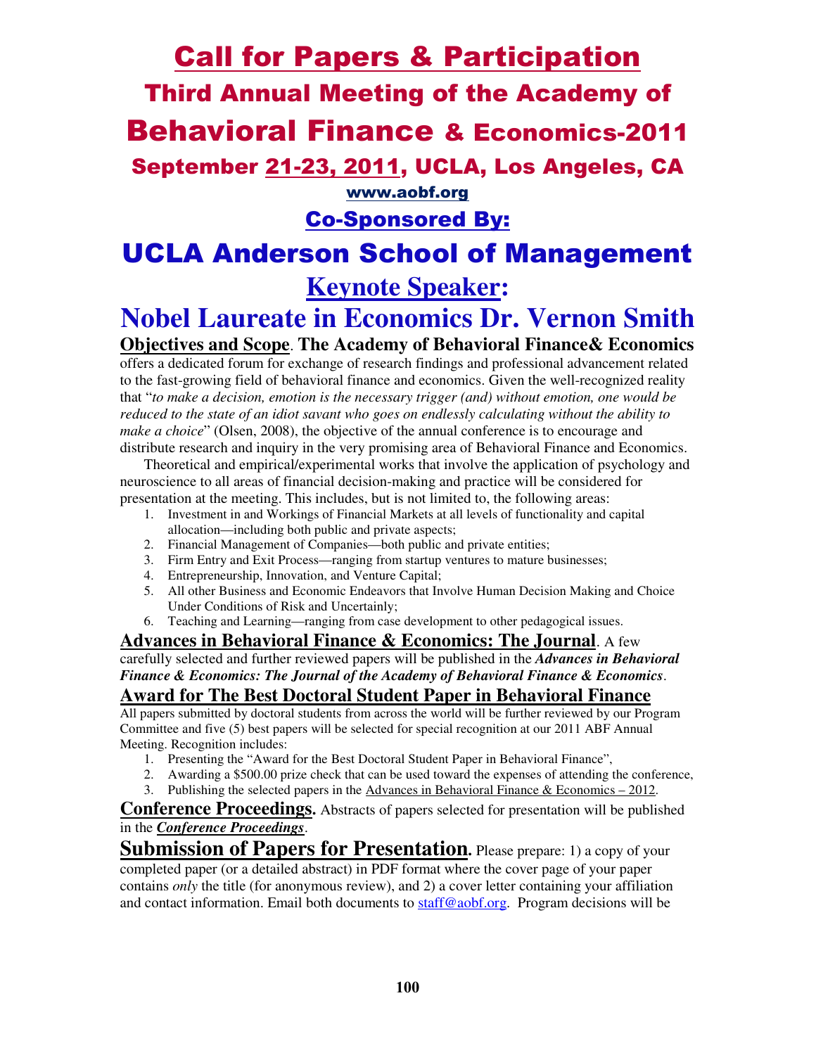# Call for Papers & Participation

## Third Annual Meeting of the Academy of Behavioral Finance & Economics-2011

## September 21-23, 2011, UCLA, Los Angeles, CA

www.aobf.org

## Co-Sponsored By:

# UCLA Anderson School of Management

## Keynote Speaker:

# Nobel Laureate in Economics Dr. Vernon Smith

**Objectives and Scope**. **The Academy of Behavioral Finance& Economics** offers a dedicated forum for exchange of research findings and professional advancement related to the fast-growing field of behavioral finance and economics. Given the well-recognized reality that "*to make a decision, emotion is the necessary trigger (and) without emotion, one would be reduced to the state of an idiot savant who goes on endlessly calculating without the ability to make a choice*" (Olsen, 2008), the objective of the annual conference is to encourage and distribute research and inquiry in the very promising area of Behavioral Finance and Economics.

Theoretical and empirical/experimental works that involve the application of psychology and neuroscience to all areas of financial decision-making and practice will be considered for presentation at the meeting. This includes, but is not limited to, the following areas:

1. Investment in and Workings of Financial Markets at all levels of functionality and capital allocation—including both public and private aspects;
2. Financial Management of Companies—both public and private entities;
3. Firm Entry and Exit Process—ranging from startup ventures to mature businesses;
4. Entrepreneurship, Innovation, and Venture Capital;
5. All other Business and Economic Endeavors that Involve Human Decision Making and Choice Under Conditions of Risk and Uncertainly;
6. Teaching and Learning—ranging from case development to other pedagogical issues.

**Advances in Behavioral Finance & Economics: The Journal**. A few carefully selected and further reviewed papers will be published in the ***Advances in Behavioral Finance & Economics: The Journal of the Academy of Behavioral Finance & Economics***.

**Award for The Best Doctoral Student Paper in Behavioral Finance**

All papers submitted by doctoral students from across the world will be further reviewed by our Program Committee and five (5) best papers will be selected for special recognition at our 2011 ABF Annual Meeting. Recognition includes:

1. Presenting the "Award for the Best Doctoral Student Paper in Behavioral Finance",
2. Awarding a $500.00 prize check that can be used toward the expenses of attending the conference,
3. Publishing the selected papers in the Advances in Behavioral Finance & Economics – 2012.

**Conference Proceedings.** Abstracts of papers selected for presentation will be published in the ***Conference Proceedings***.

**Submission of Papers for Presentation.** Please prepare: 1) a copy of your completed paper (or a detailed abstract) in PDF format where the cover page of your paper contains *only* the title (for anonymous review), and 2) a cover letter containing your affiliation and contact information. Email both documents to staff@aobf.org. Program decisions will be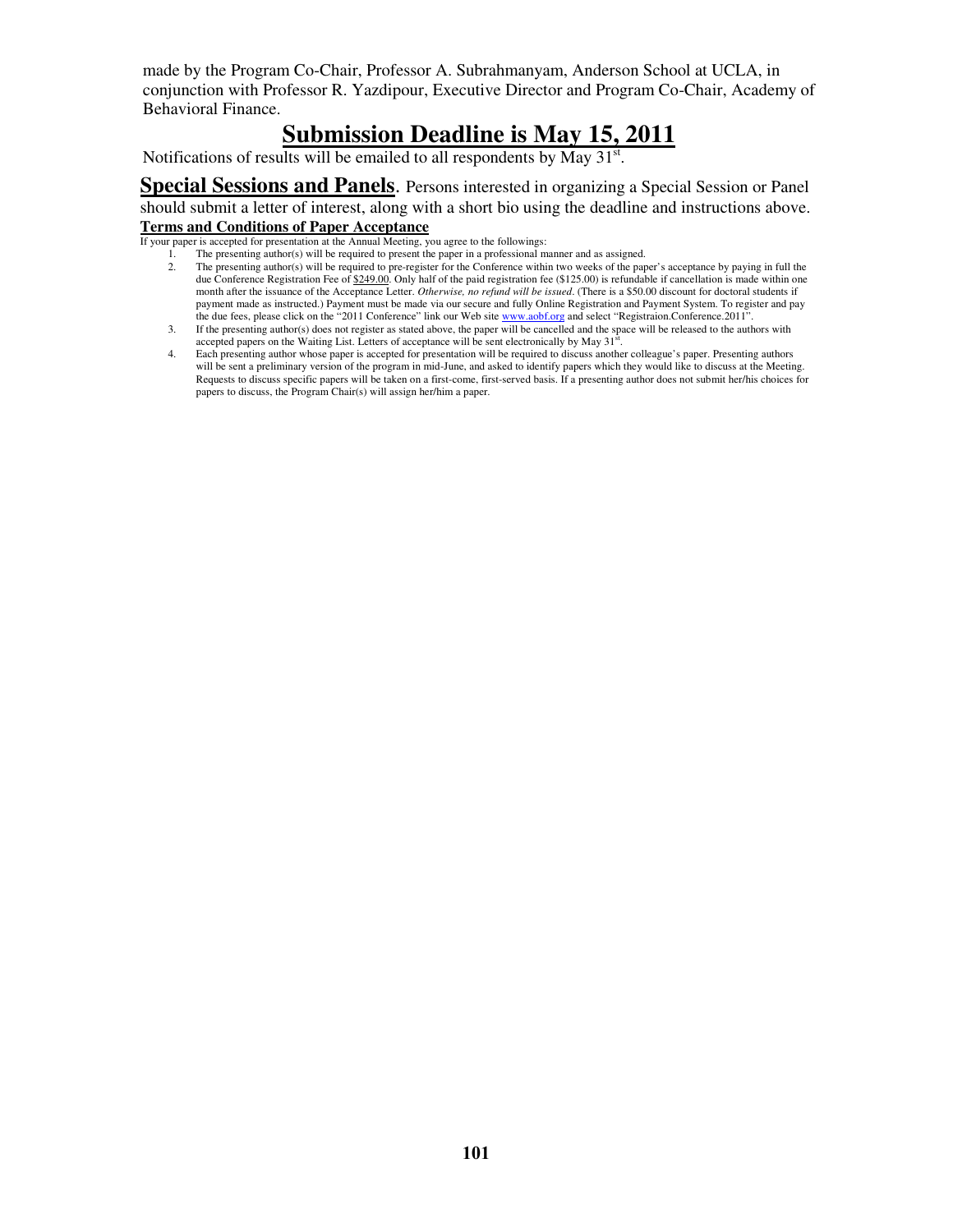made by the Program Co-Chair, Professor A. Subrahmanyam, Anderson School at UCLA, in conjunction with Professor R. Yazdipour, Executive Director and Program Co-Chair, Academy of Behavioral Finance.

# Submission Deadline is May 15, 2011

Notifications of results will be emailed to all respondents by May 31st.

**Special Sessions and Panels**. Persons interested in organizing a Special Session or Panel should submit a letter of interest, along with a short bio using the deadline and instructions above.

**Terms and Conditions of Paper Acceptance**

If your paper is accepted for presentation at the Annual Meeting, you agree to the followings:

1. The presenting author(s) will be required to present the paper in a professional manner and as assigned.
2. The presenting author(s) will be required to pre-register for the Conference within two weeks of the paper's acceptance by paying in full the due Conference Registration Fee of $249.00. Only half of the paid registration fee ($125.00) is refundable if cancellation is made within one month after the issuance of the Acceptance Letter. *Otherwise, no refund will be issued*. (There is a $50.00 discount for doctoral students if payment made as instructed.) Payment must be made via our secure and fully Online Registration and Payment System. To register and pay the due fees, please click on the "2011 Conference" link our Web site www.aobf.org and select "Registraion.Conference.2011".
3. If the presenting author(s) does not register as stated above, the paper will be cancelled and the space will be released to the authors with accepted papers on the Waiting List. Letters of acceptance will be sent electronically by May 31st.
4. Each presenting author whose paper is accepted for presentation will be required to discuss another colleague's paper. Presenting authors will be sent a preliminary version of the program in mid-June, and asked to identify papers which they would like to discuss at the Meeting. Requests to discuss specific papers will be taken on a first-come, first-served basis. If a presenting author does not submit her/his choices for papers to discuss, the Program Chair(s) will assign her/him a paper.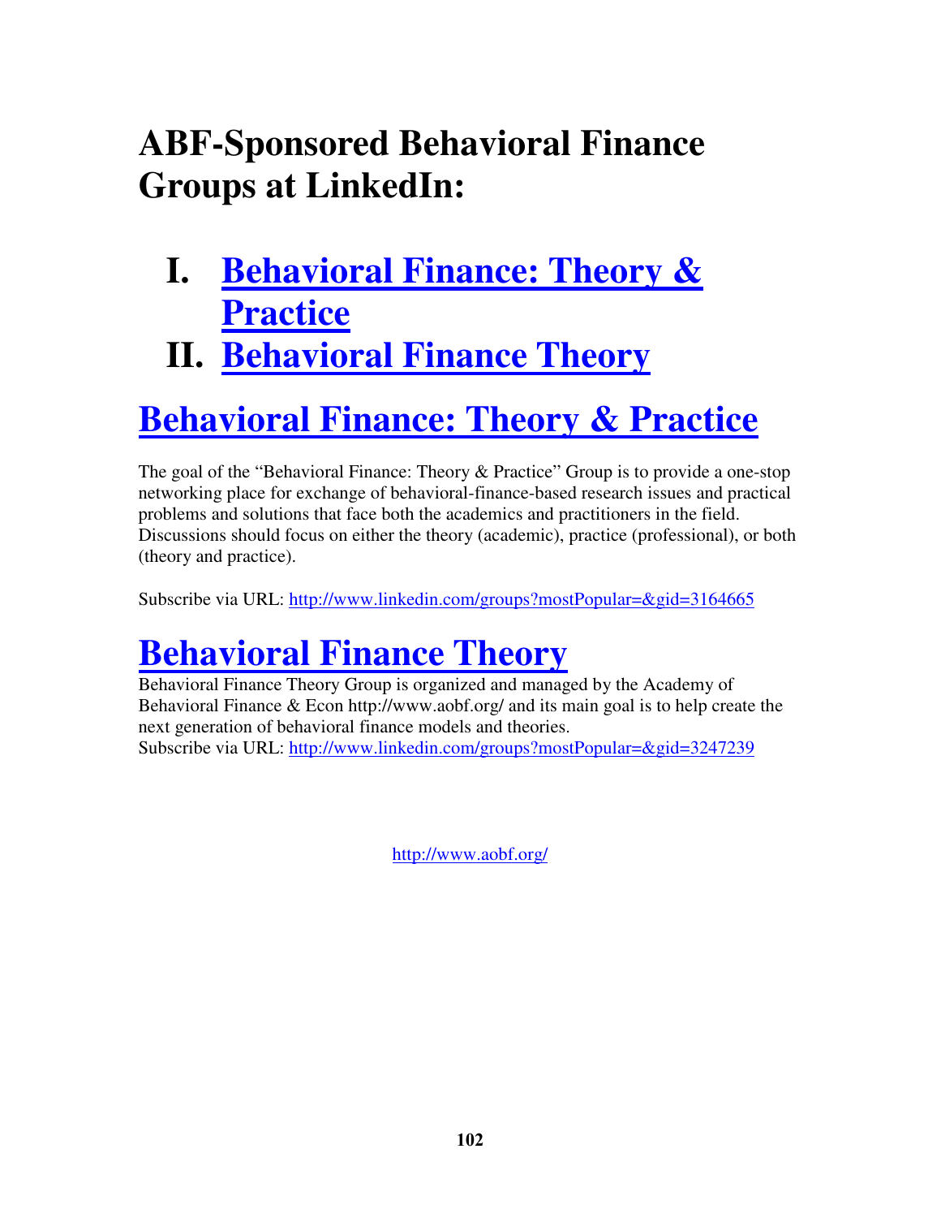# ABF-Sponsored Behavioral Finance Groups at LinkedIn:

I. **Behavioral Finance: Theory & Practice**
II. **Behavioral Finance Theory**

## Behavioral Finance: Theory & Practice

The goal of the "Behavioral Finance: Theory & Practice" Group is to provide a one-stop networking place for exchange of behavioral-finance-based research issues and practical problems and solutions that face both the academics and practitioners in the field. Discussions should focus on either the theory (academic), practice (professional), or both (theory and practice).

Subscribe via URL: http://www.linkedin.com/groups?mostPopular=&gid=3164665

## Behavioral Finance Theory

Behavioral Finance Theory Group is organized and managed by the Academy of Behavioral Finance & Econ http://www.aobf.org/ and its main goal is to help create the next generation of behavioral finance models and theories.
Subscribe via URL: http://www.linkedin.com/groups?mostPopular=&gid=3247239

http://www.aobf.org/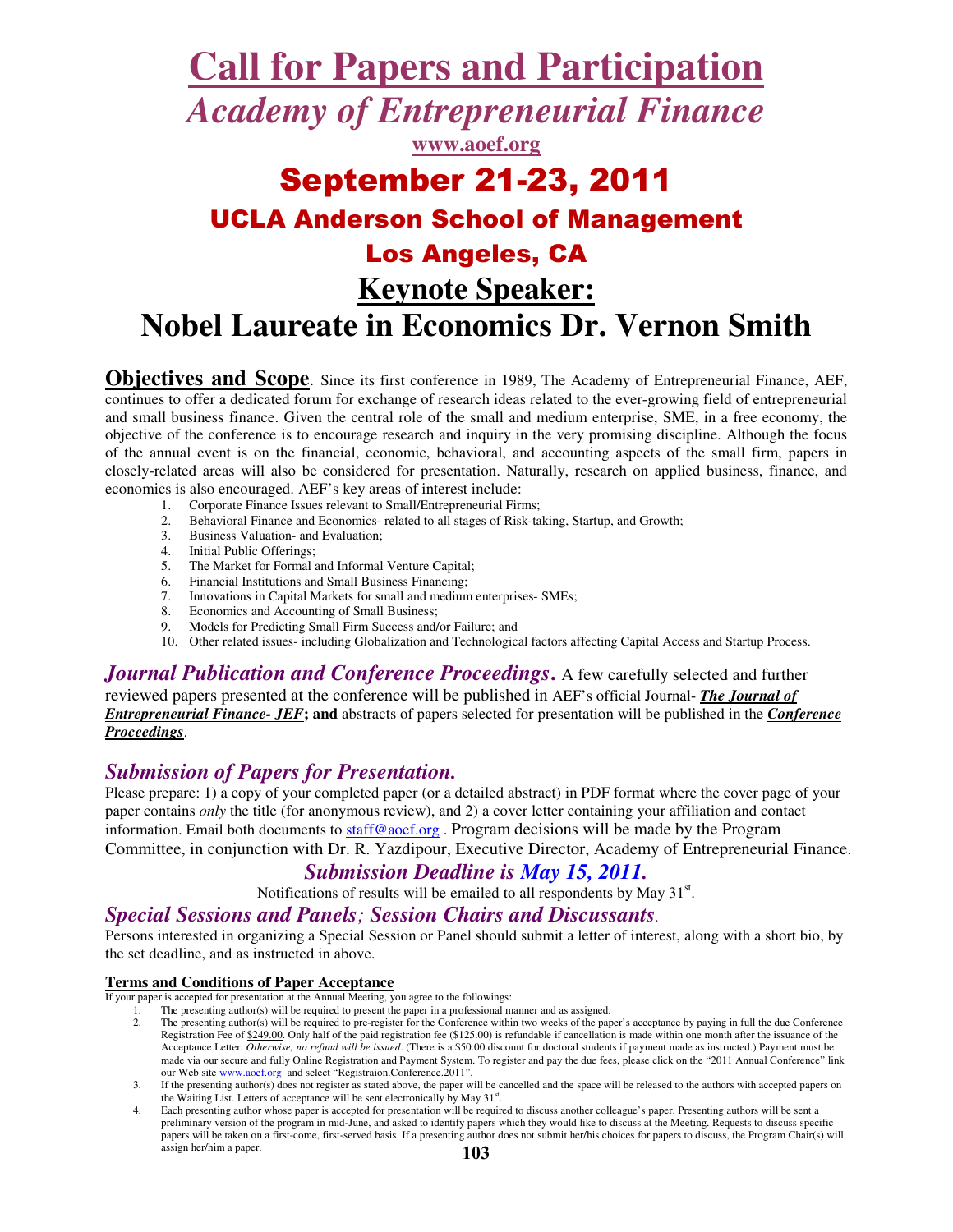# Call for Papers and Participation

## *Academy of Entrepreneurial Finance*

**www.aoef.org**

## September 21-23, 2011

## UCLA Anderson School of Management

## Los Angeles, CA

## Keynote Speaker:

## Nobel Laureate in Economics Dr. Vernon Smith

**Objectives and Scope**. Since its first conference in 1989, The Academy of Entrepreneurial Finance, AEF, continues to offer a dedicated forum for exchange of research ideas related to the ever-growing field of entrepreneurial and small business finance. Given the central role of the small and medium enterprise, SME, in a free economy, the objective of the conference is to encourage research and inquiry in the very promising discipline. Although the focus of the annual event is on the financial, economic, behavioral, and accounting aspects of the small firm, papers in closely-related areas will also be considered for presentation. Naturally, research on applied business, finance, and economics is also encouraged. AEF's key areas of interest include:

1. Corporate Finance Issues relevant to Small/Entrepreneurial Firms;
2. Behavioral Finance and Economics- related to all stages of Risk-taking, Startup, and Growth;
3. Business Valuation- and Evaluation;
4. Initial Public Offerings;
5. The Market for Formal and Informal Venture Capital;
6. Financial Institutions and Small Business Financing;
7. Innovations in Capital Markets for small and medium enterprises- SMEs;
8. Economics and Accounting of Small Business;
9. Models for Predicting Small Firm Success and/or Failure; and
10. Other related issues- including Globalization and Technological factors affecting Capital Access and Startup Process.

***Journal Publication and Conference Proceedings***. A few carefully selected and further reviewed papers presented at the conference will be published in AEF's official Journal- ***The Journal of Entrepreneurial Finance- JEF*****; and** abstracts of papers selected for presentation will be published in the ***Conference Proceedings***.

### *Submission of Papers for Presentation.*

Please prepare: 1) a copy of your completed paper (or a detailed abstract) in PDF format where the cover page of your paper contains *only* the title (for anonymous review), and 2) a cover letter containing your affiliation and contact information. Email both documents to staff@aoef.org . Program decisions will be made by the Program Committee, in conjunction with Dr. R. Yazdipour, Executive Director, Academy of Entrepreneurial Finance.

### *Submission Deadline is May 15, 2011.*

Notifications of results will be emailed to all respondents by May 31st.

### *Special Sessions and Panels; Session Chairs and Discussants.*

Persons interested in organizing a Special Session or Panel should submit a letter of interest, along with a short bio, by the set deadline, and as instructed in above.

**Terms and Conditions of Paper Acceptance**

If your paper is accepted for presentation at the Annual Meeting, you agree to the followings:

1. The presenting author(s) will be required to present the paper in a professional manner and as assigned.
2. The presenting author(s) will be required to pre-register for the Conference within two weeks of the paper's acceptance by paying in full the due Conference Registration Fee of $249.00. Only half of the paid registration fee ($125.00) is refundable if cancellation is made within one month after the issuance of the Acceptance Letter. *Otherwise, no refund will be issued*. (There is a $50.00 discount for doctoral students if payment made as instructed.) Payment must be made via our secure and fully Online Registration and Payment System. To register and pay the due fees, please click on the "2011 Annual Conference" link our Web site www.aoef.org and select "Registraion.Conference.2011".
3. If the presenting author(s) does not register as stated above, the paper will be cancelled and the space will be released to the authors with accepted papers on the Waiting List. Letters of acceptance will be sent electronically by May 31st.
4. Each presenting author whose paper is accepted for presentation will be required to discuss another colleague's paper. Presenting authors will be sent a preliminary version of the program in mid-June, and asked to identify papers which they would like to discuss at the Meeting. Requests to discuss specific papers will be taken on a first-come, first-served basis. If a presenting author does not submit her/his choices for papers to discuss, the Program Chair(s) will assign her/him a paper.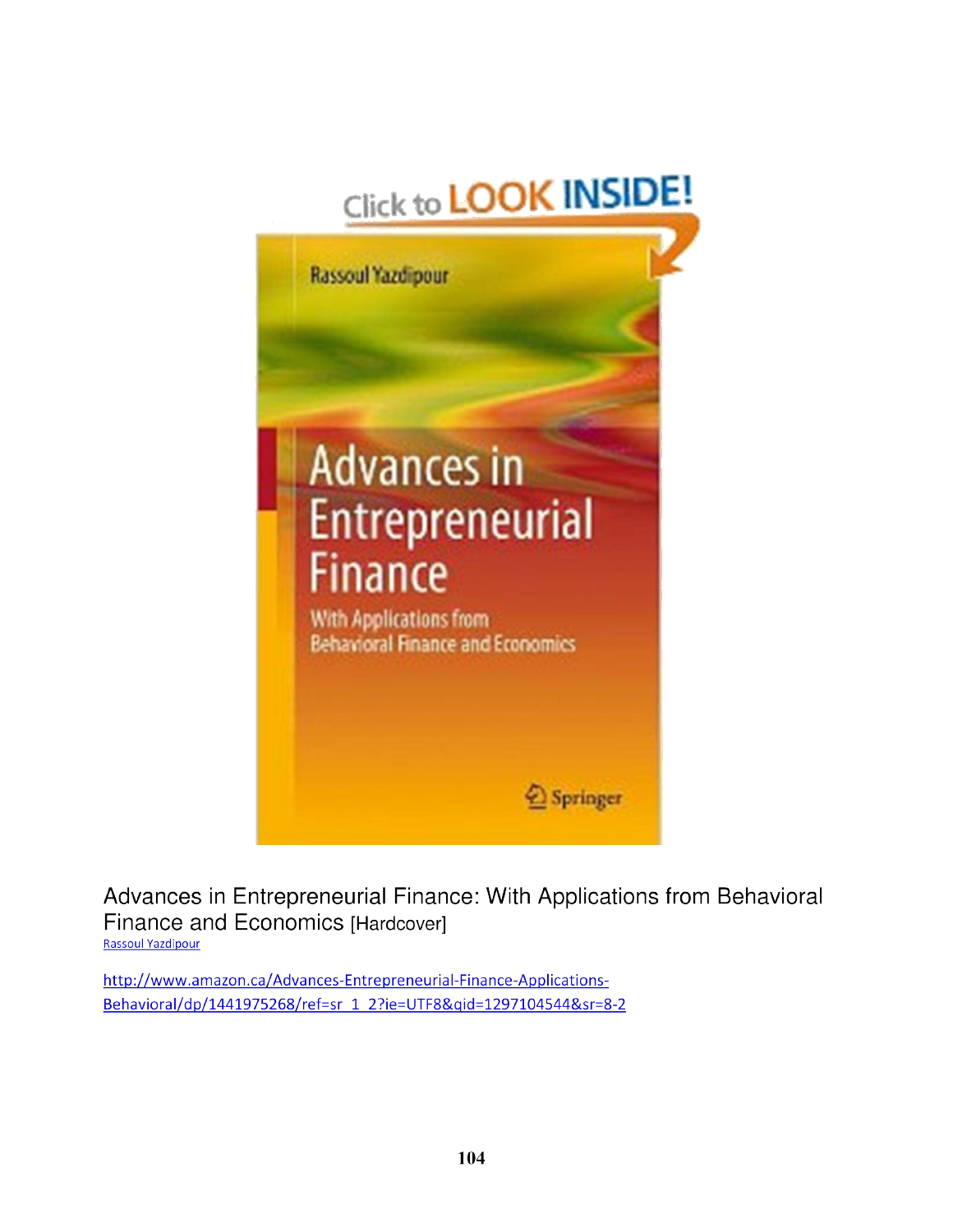Advances in Entrepreneurial Finance: With Applications from Behavioral Finance and Economics [Hardcover]

Rassoul Yazdipour

http://www.amazon.ca/Advances-Entrepreneurial-Finance-Applications-Behavioral/dp/1441975268/ref=sr_1_2?ie=UTF8&qid=1297104544&sr=8-2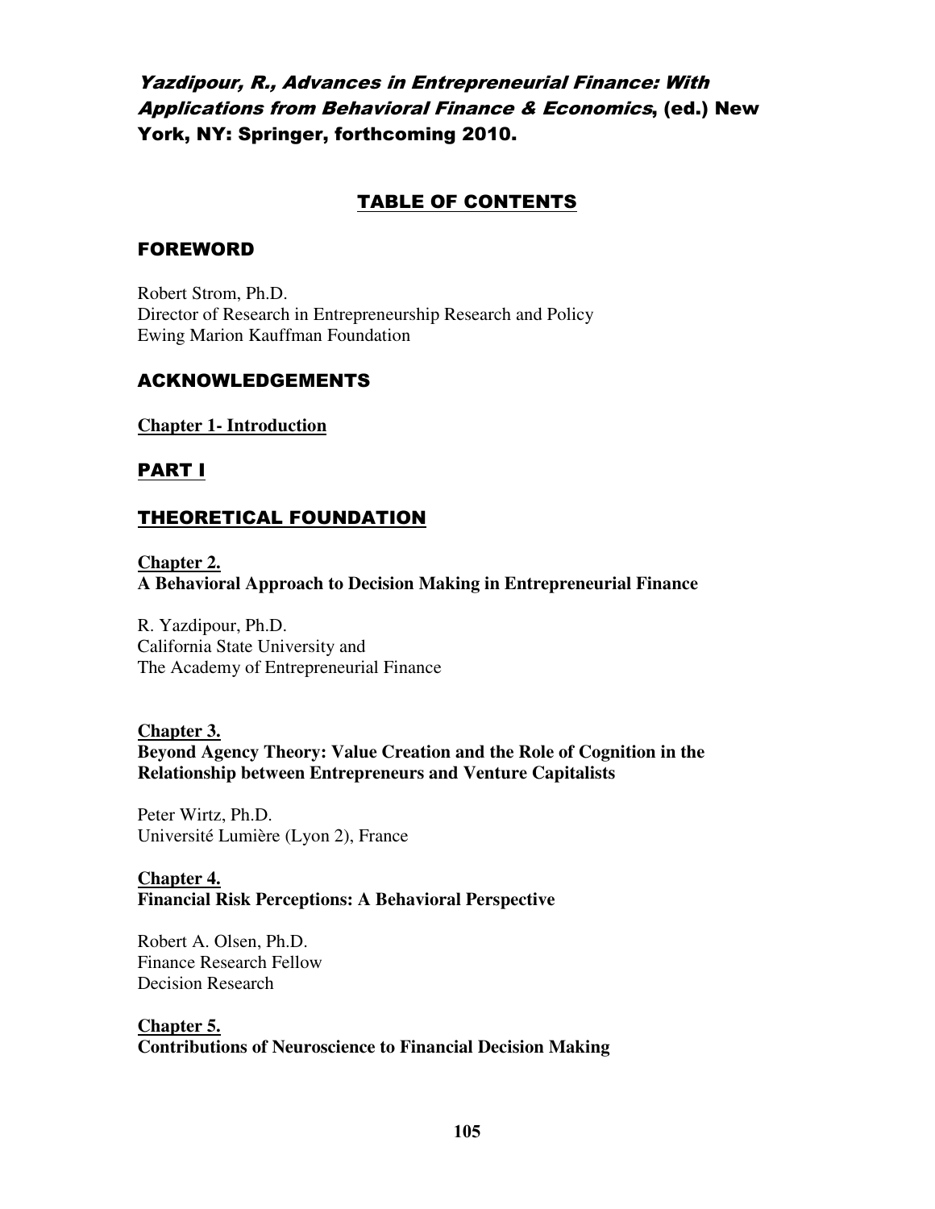***Yazdipour, R., Advances in Entrepreneurial Finance: With Applications from Behavioral Finance & Economics*, (ed.) New York, NY: Springer, forthcoming 2010.**

## TABLE OF CONTENTS

## FOREWORD

Robert Strom, Ph.D.
Director of Research in Entrepreneurship Research and Policy
Ewing Marion Kauffman Foundation

## ACKNOWLEDGEMENTS

**Chapter 1- Introduction**

## PART I

## THEORETICAL FOUNDATION

**Chapter 2.**
**A Behavioral Approach to Decision Making in Entrepreneurial Finance**

R. Yazdipour, Ph.D.
California State University and
The Academy of Entrepreneurial Finance

**Chapter 3.**
**Beyond Agency Theory: Value Creation and the Role of Cognition in the Relationship between Entrepreneurs and Venture Capitalists**

Peter Wirtz, Ph.D.
Université Lumière (Lyon 2), France

**Chapter 4.**
**Financial Risk Perceptions: A Behavioral Perspective**

Robert A. Olsen, Ph.D.
Finance Research Fellow
Decision Research

**Chapter 5.**
**Contributions of Neuroscience to Financial Decision Making**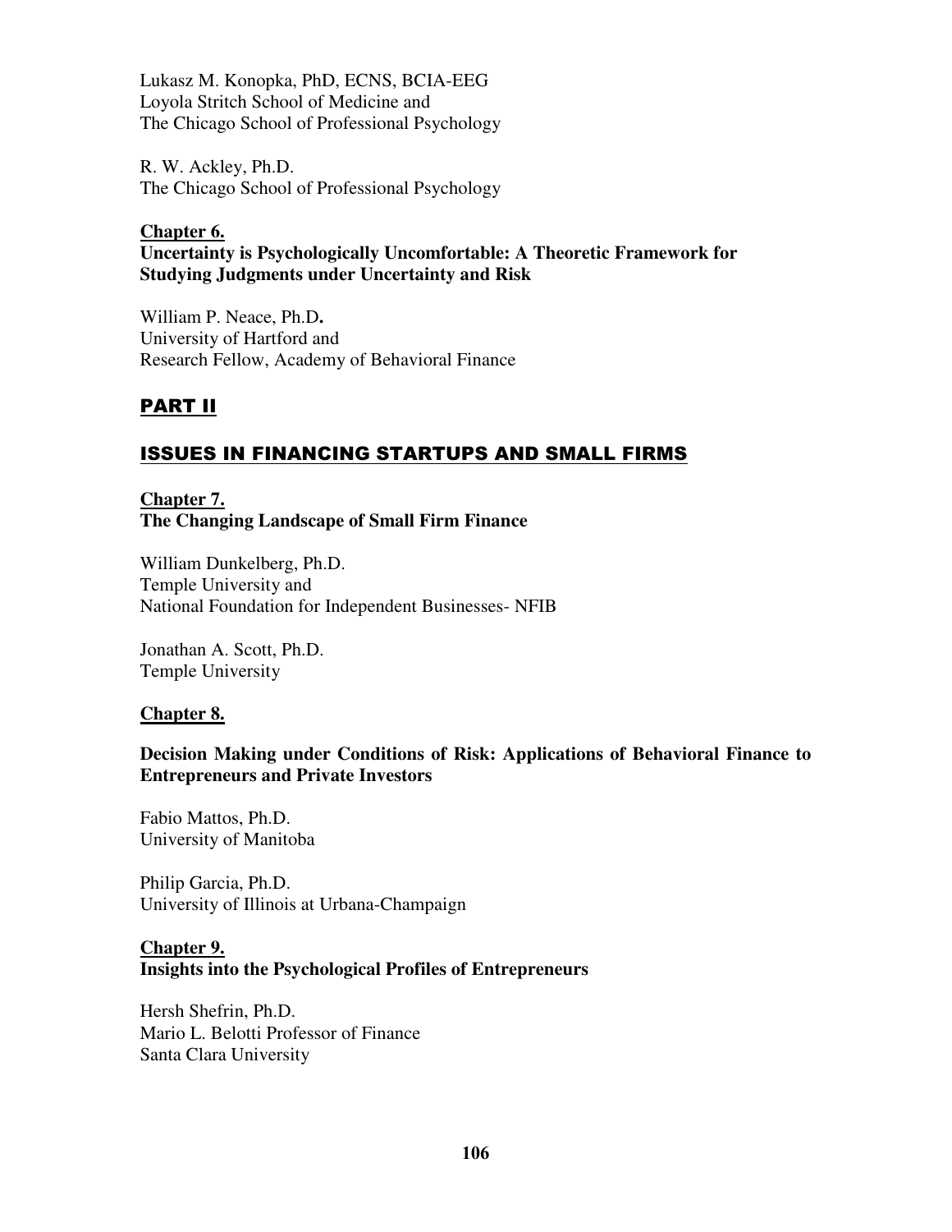Lukasz M. Konopka, PhD, ECNS, BCIA-EEG
Loyola Stritch School of Medicine and
The Chicago School of Professional Psychology

R. W. Ackley, Ph.D.
The Chicago School of Professional Psychology

**Chapter 6.**
**Uncertainty is Psychologically Uncomfortable: A Theoretic Framework for Studying Judgments under Uncertainty and Risk**

William P. Neace, Ph.D.
University of Hartford and
Research Fellow, Academy of Behavioral Finance

## PART II

## ISSUES IN FINANCING STARTUPS AND SMALL FIRMS

**Chapter 7.**
**The Changing Landscape of Small Firm Finance**

William Dunkelberg, Ph.D.
Temple University and
National Foundation for Independent Businesses- NFIB

Jonathan A. Scott, Ph.D.
Temple University

**Chapter 8.**

**Decision Making under Conditions of Risk: Applications of Behavioral Finance to Entrepreneurs and Private Investors**

Fabio Mattos, Ph.D.
University of Manitoba

Philip Garcia, Ph.D.
University of Illinois at Urbana-Champaign

**Chapter 9.**
**Insights into the Psychological Profiles of Entrepreneurs**

Hersh Shefrin, Ph.D.
Mario L. Belotti Professor of Finance
Santa Clara University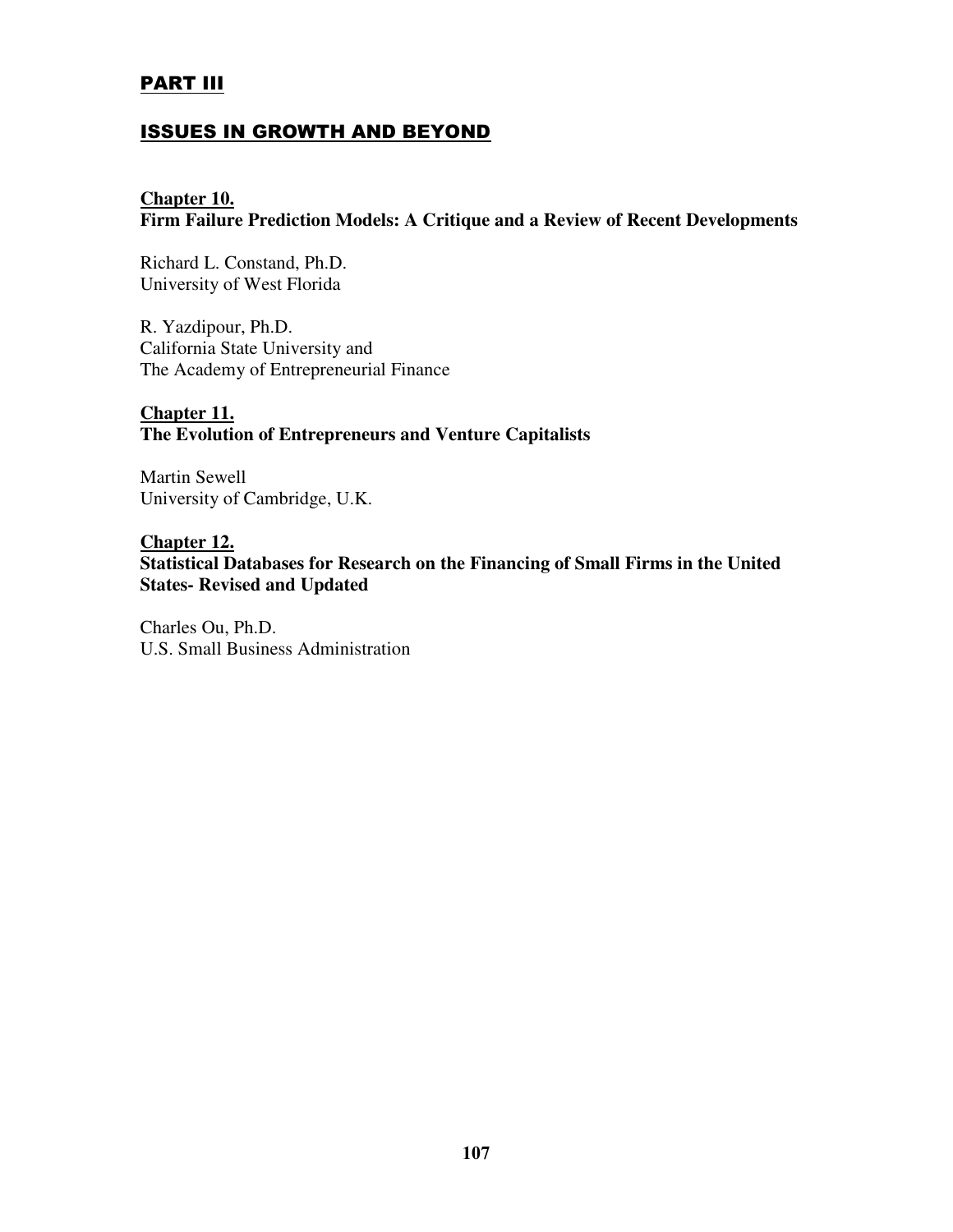# PART III

## ISSUES IN GROWTH AND BEYOND

**Chapter 10.**
**Firm Failure Prediction Models: A Critique and a Review of Recent Developments**

Richard L. Constand, Ph.D.
University of West Florida

R. Yazdipour, Ph.D.
California State University and
The Academy of Entrepreneurial Finance

**Chapter 11.**
**The Evolution of Entrepreneurs and Venture Capitalists**

Martin Sewell
University of Cambridge, U.K.

**Chapter 12.**
**Statistical Databases for Research on the Financing of Small Firms in the United States- Revised and Updated**

Charles Ou, Ph.D.
U.S. Small Business Administration